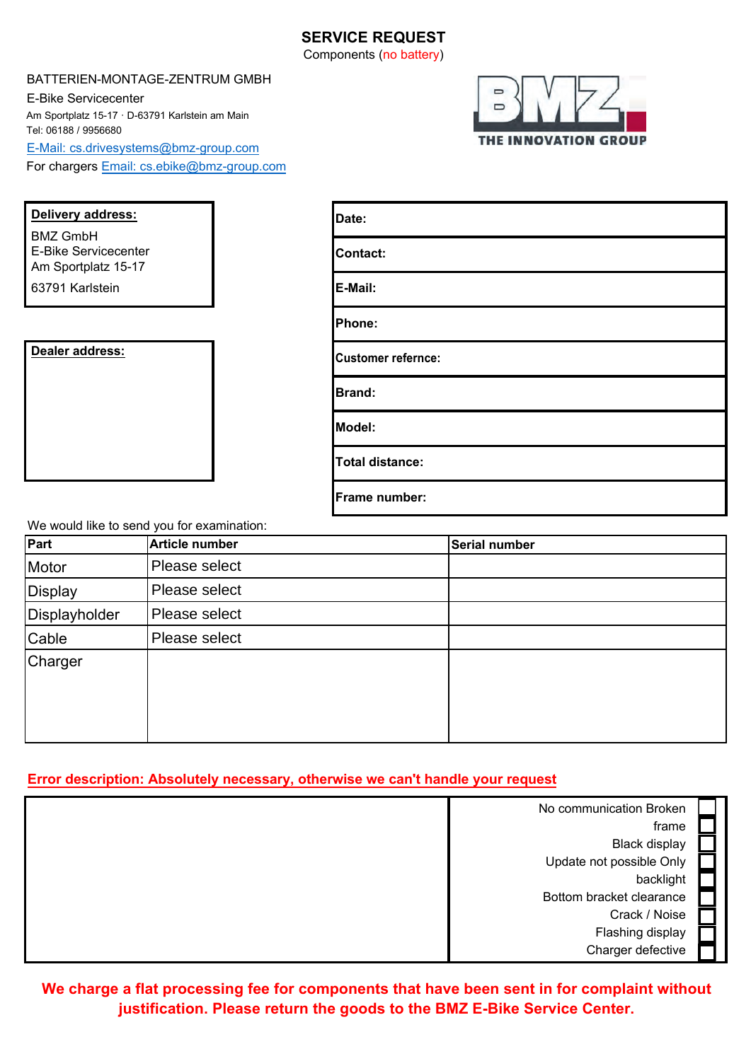# SERVICE REQUEST

Components (no battery)

BATTERIEN-MONTAGE-ZENTRUM GMBH
E-Bike Servicecenter
Am Sportplatz 15-17 · D-63791 Karlstein am Main
Tel: 06188 / 9956680
E-Mail: cs.drivesystems@bmz-group.com
For chargers Email: cs.ebike@bmz-group.com

BMZ THE INNOVATION GROUP

**Delivery address:**

BMZ GmbH
E-Bike Servicecenter
Am Sportplatz 15-17

63791 Karlstein

**Dealer address:**

| | |
|---|---|
| **Date:** | |
| **Contact:** | |
| **E-Mail:** | |
| **Phone:** | |
| **Customer refernce:** | |
| **Brand:** | |
| **Model:** | |
| **Total distance:** | |
| **Frame number:** | |

We would like to send you for examination:

| Part | Article number | Serial number |
|---|---|---|
| Motor | Please select | |
| Display | Please select | |
| Displayholder | Please select | |
| Cable | Please select | |
| Charger | | |

**Error description: Absolutely necessary, otherwise we can't handle your request**

- No communication ☐
- Broken frame ☐
- Black display ☐
- Update not possible ☐
- Only backlight ☐
- Bottom bracket clearance ☐
- Crack / Noise ☐
- Flashing display ☐
- Charger defective ☐

**We charge a flat processing fee for components that have been sent in for complaint without justification. Please return the goods to the BMZ E-Bike Service Center.**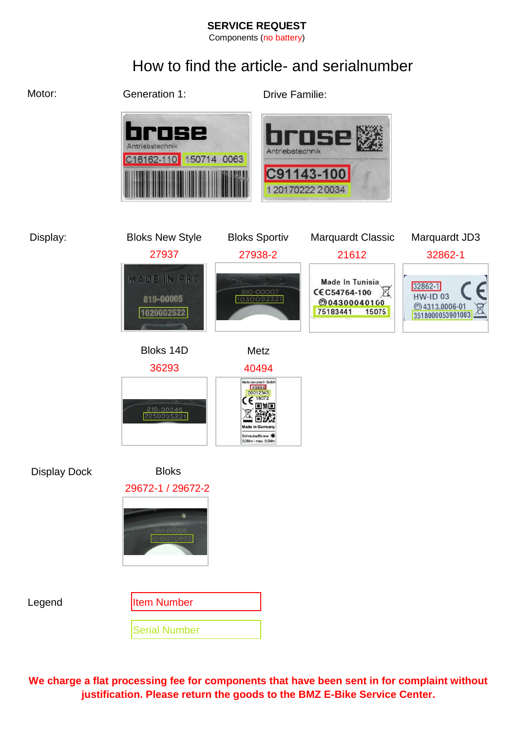**SERVICE REQUEST**

Components (no battery)

# How to find the article- and serialnumber

**Motor:**

| Generation 1: | Drive Familie: |
|---|---|
| C16162-110 / 150714 0063 | C91143-100 / 1 20170222 2 0034 |

**Display:**

| Bloks New Style | Bloks Sportiv | Marquardt Classic | Marquardt JD3 |
|---|---|---|---|
| 27937 | 27938-2 | 21612 | 32862-1 |

| Bloks 14D | Metz |
|---|---|
| 36293 | 40494 |

**Display Dock**

| Bloks |
|---|
| 29672-1 / 29672-2 |

**Legend**

- Item Number
- Serial Number

**We charge a flat processing fee for components that have been sent in for complaint without justification. Please return the goods to the BMZ E-Bike Service Center.**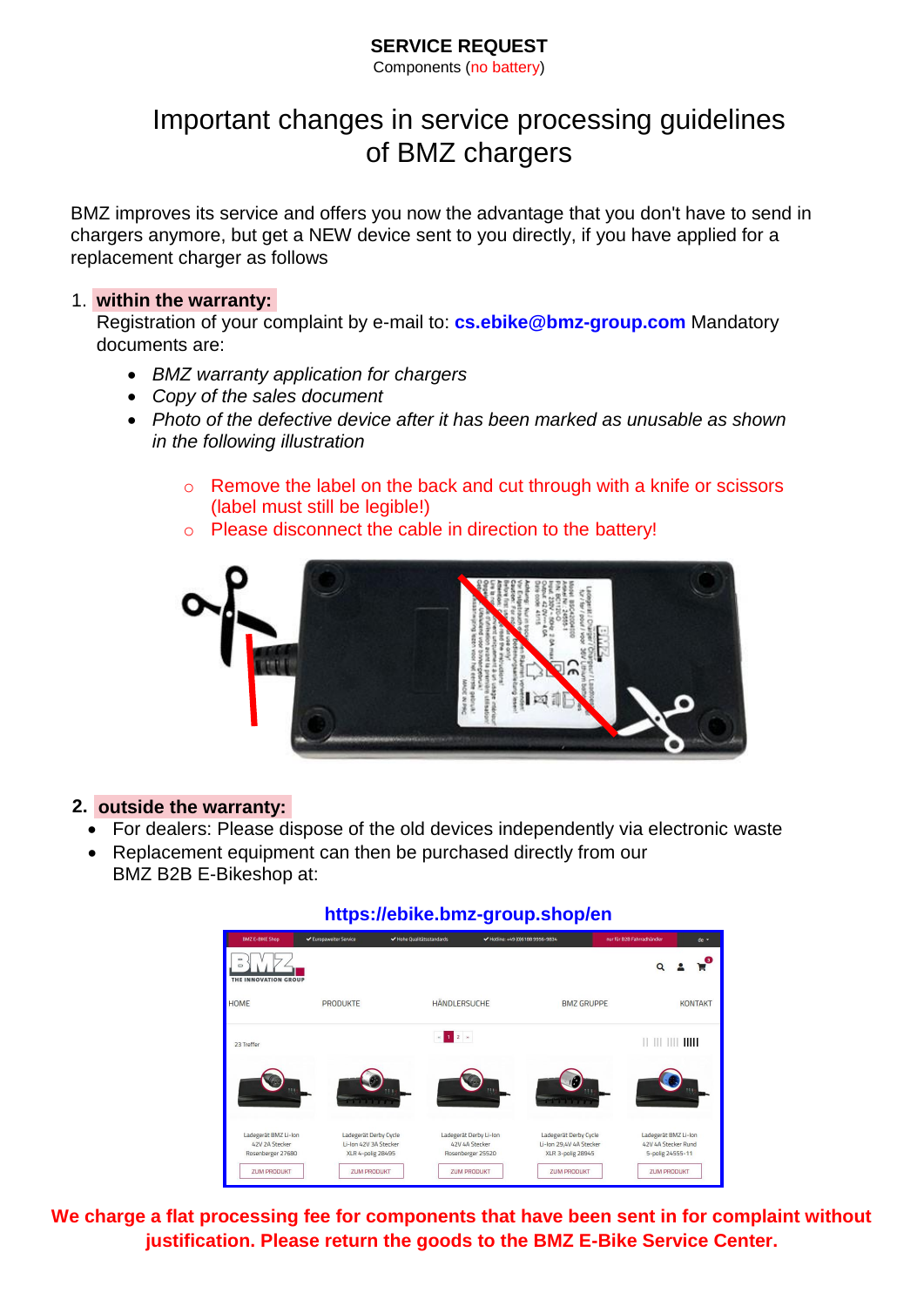**SERVICE REQUEST**
Components (no battery)

# Important changes in service processing guidelines of BMZ chargers

BMZ improves its service and offers you now the advantage that you don't have to send in chargers anymore, but get a NEW device sent to you directly, if you have applied for a replacement charger as follows

1. **within the warranty:**
   Registration of your complaint by e-mail to: **cs.ebike@bmz-group.com** Mandatory documents are:
   - *BMZ warranty application for chargers*
   - *Copy of the sales document*
   - *Photo of the defective device after it has been marked as unusable as shown in the following illustration*
     - Remove the label on the back and cut through with a knife or scissors (label must still be legible!)
     - Please disconnect the cable in direction to the battery!

2. **outside the warranty:**
   - For dealers: Please dispose of the old devices independently via electronic waste
   - Replacement equipment can then be purchased directly from our BMZ B2B E-Bikeshop at:

**https://ebike.bmz-group.shop/en**

**We charge a flat processing fee for components that have been sent in for complaint without justification. Please return the goods to the BMZ E-Bike Service Center.**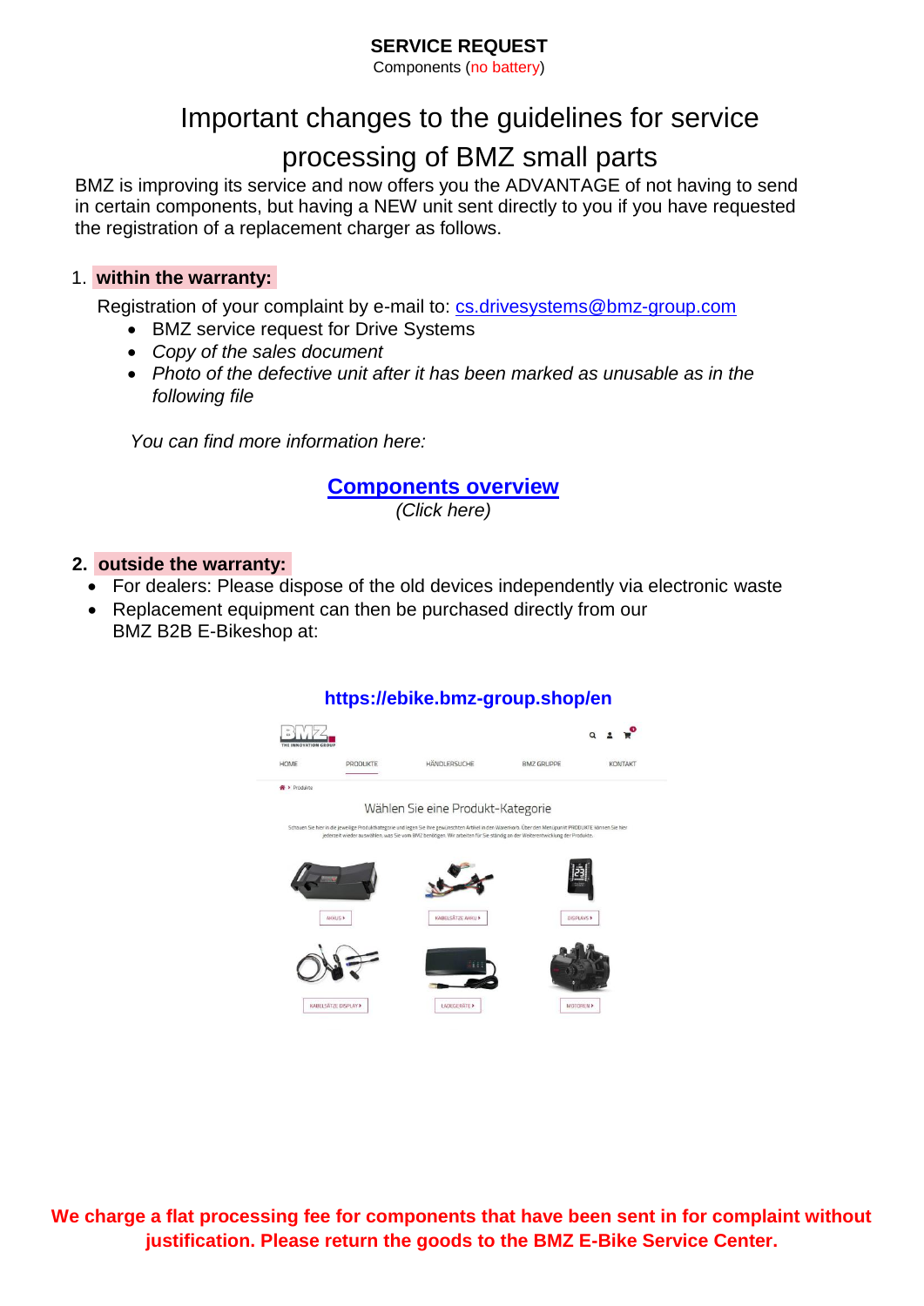**SERVICE REQUEST**

Components (no battery)

# Important changes to the guidelines for service processing of BMZ small parts

BMZ is improving its service and now offers you the ADVANTAGE of not having to send in certain components, but having a NEW unit sent directly to you if you have requested the registration of a replacement charger as follows.

1. **within the warranty:**

   Registration of your complaint by e-mail to: cs.drivesystems@bmz-group.com

   - BMZ service request for Drive Systems
   - *Copy of the sales document*
   - *Photo of the defective unit after it has been marked as unusable as in the following file*

   *You can find more information here:*

   **Components overview**
   *(Click here)*

2. **outside the warranty:**
   - For dealers: Please dispose of the old devices independently via electronic waste
   - Replacement equipment can then be purchased directly from our BMZ B2B E-Bikeshop at:

**https://ebike.bmz-group.shop/en**

**We charge a flat processing fee for components that have been sent in for complaint without justification. Please return the goods to the BMZ E-Bike Service Center.**